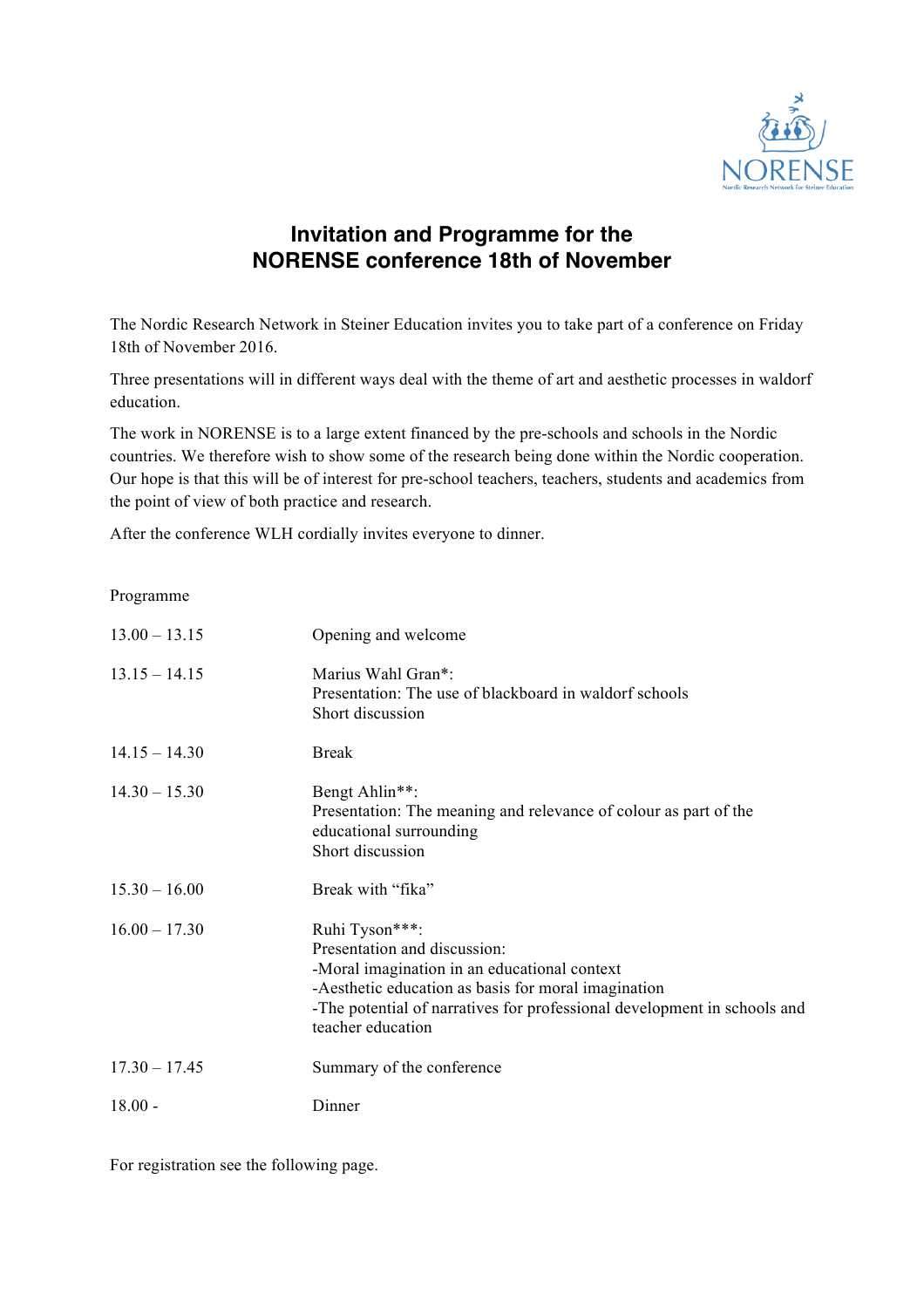NORENSE

Nordic Research Network for Steiner Education

# Invitation and Programme for the NORENSE conference 18th of November

The Nordic Research Network in Steiner Education invites you to take part of a conference on Friday 18th of November 2016.

Three presentations will in different ways deal with the theme of art and aesthetic processes in waldorf education.

The work in NORENSE is to a large extent financed by the pre-schools and schools in the Nordic countries. We therefore wish to show some of the research being done within the Nordic cooperation. Our hope is that this will be of interest for pre-school teachers, teachers, students and academics from the point of view of both practice and research.

After the conference WLH cordially invites everyone to dinner.

Programme

| | |
|---|---|
| 13.00 – 13.15 | Opening and welcome |
| 13.15 – 14.15 | Marius Wahl Gran*:<br>Presentation: The use of blackboard in waldorf schools<br>Short discussion |
| 14.15 – 14.30 | Break |
| 14.30 – 15.30 | Bengt Ahlin**:<br>Presentation: The meaning and relevance of colour as part of the educational surrounding<br>Short discussion |
| 15.30 – 16.00 | Break with "fika" |
| 16.00 – 17.30 | Ruhi Tyson***:<br>Presentation and discussion:<br>-Moral imagination in an educational context<br>-Aesthetic education as basis for moral imagination<br>-The potential of narratives for professional development in schools and teacher education |
| 17.30 – 17.45 | Summary of the conference |
| 18.00 - | Dinner |

For registration see the following page.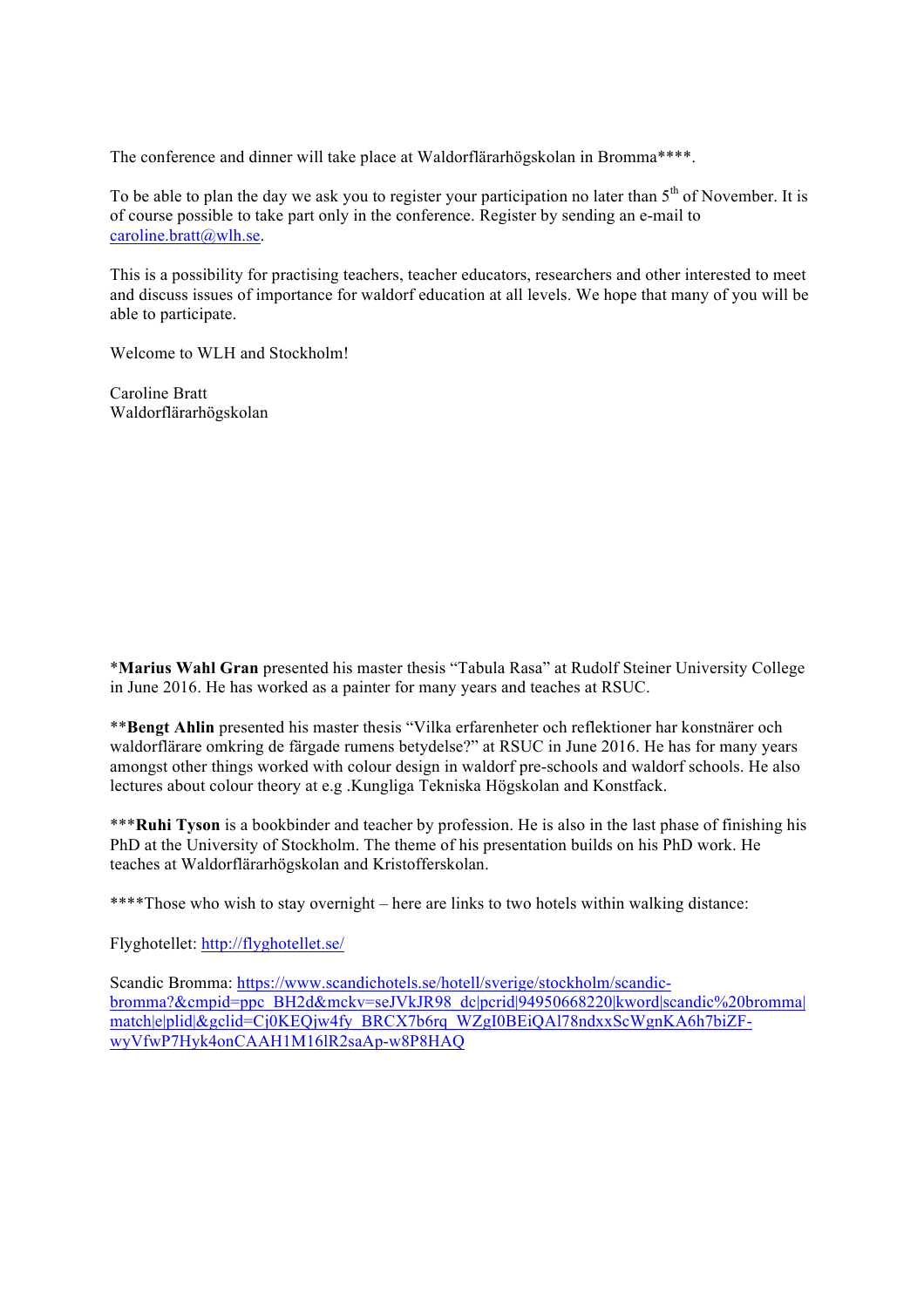The conference and dinner will take place at Waldorflärarhögskolan in Bromma****.

To be able to plan the day we ask you to register your participation no later than 5th of November. It is of course possible to take part only in the conference. Register by sending an e-mail to caroline.bratt@wlh.se.

This is a possibility for practising teachers, teacher educators, researchers and other interested to meet and discuss issues of importance for waldorf education at all levels. We hope that many of you will be able to participate.

Welcome to WLH and Stockholm!

Caroline Bratt
Waldorflärarhögskolan

*__Marius Wahl Gran__ presented his master thesis "Tabula Rasa" at Rudolf Steiner University College in June 2016. He has worked as a painter for many years and teaches at RSUC.

**__Bengt Ahlin__ presented his master thesis "Vilka erfarenheter och reflektioner har konstnärer och waldorflärare omkring de färgade rumens betydelse?" at RSUC in June 2016. He has for many years amongst other things worked with colour design in waldorf pre-schools and waldorf schools. He also lectures about colour theory at e.g .Kungliga Tekniska Högskolan and Konstfack.

***__Ruhi Tyson__ is a bookbinder and teacher by profession. He is also in the last phase of finishing his PhD at the University of Stockholm. The theme of his presentation builds on his PhD work. He teaches at Waldorflärarhögskolan and Kristofferskolan.

****Those who wish to stay overnight – here are links to two hotels within walking distance:

Flyghotellet: http://flyghotellet.se/

Scandic Bromma: https://www.scandichotels.se/hotell/sverige/stockholm/scandic-bromma?&cmpid=ppc_BH2d&mckv=seJVkJR98_dc|pcrid|94950668220|kword|scandic%20bromma|match|e|plid|&gclid=Cj0KEQjw4fy_BRCX7b6rq_WZgI0BEiQAl78ndxxScWgnKA6h7biZF-wyVfwP7Hyk4onCAAH1M16lR2saAp-w8P8HAQ